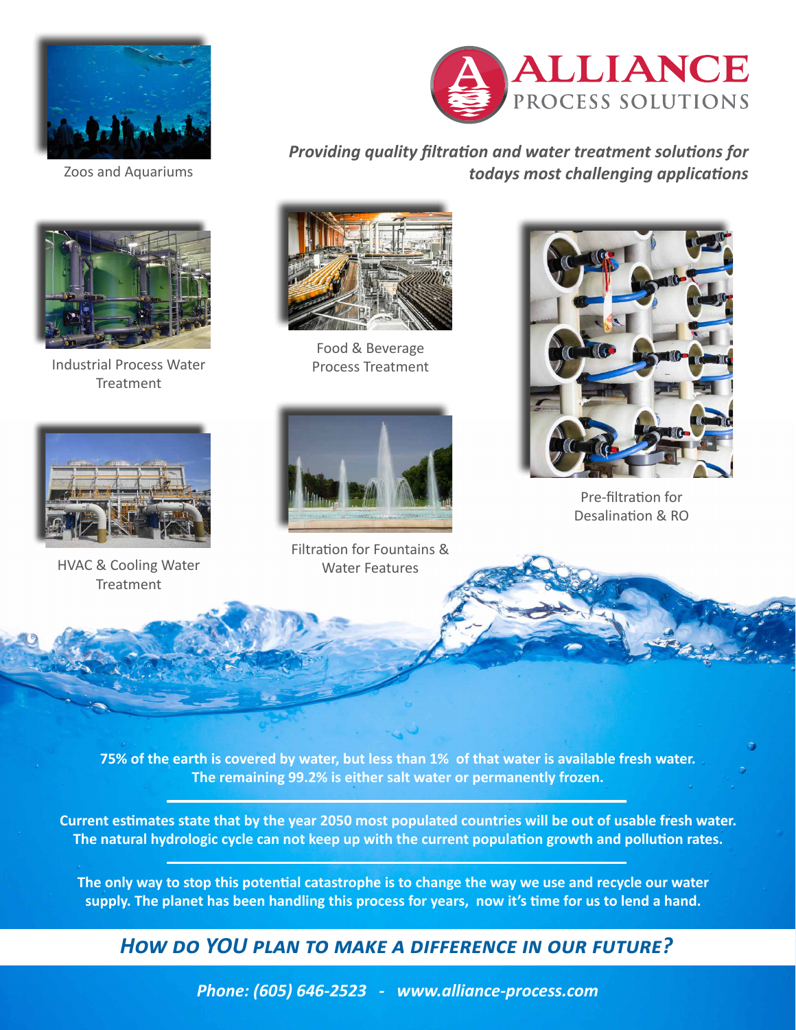# ALLIANCE PROCESS SOLUTIONS

***Providing quality filtration and water treatment solutions for todays most challenging applications***

Zoos and Aquariums

Industrial Process Water Treatment

Food & Beverage Process Treatment

Pre-filtration for Desalination & RO

HVAC & Cooling Water Treatment

Filtration for Fountains & Water Features

**75% of the earth is covered by water, but less than 1% of that water is available fresh water. The remaining 99.2% is either salt water or permanently frozen.**

---

**Current estimates state that by the year 2050 most populated countries will be out of usable fresh water. The natural hydrologic cycle can not keep up with the current population growth and pollution rates.**

---

**The only way to stop this potential catastrophe is to change the way we use and recycle our water supply. The planet has been handling this process for years, now it's time for us to lend a hand.**

## *How do YOU plan to make a difference in our future?*

***Phone: (605) 646-2523 - www.alliance-process.com***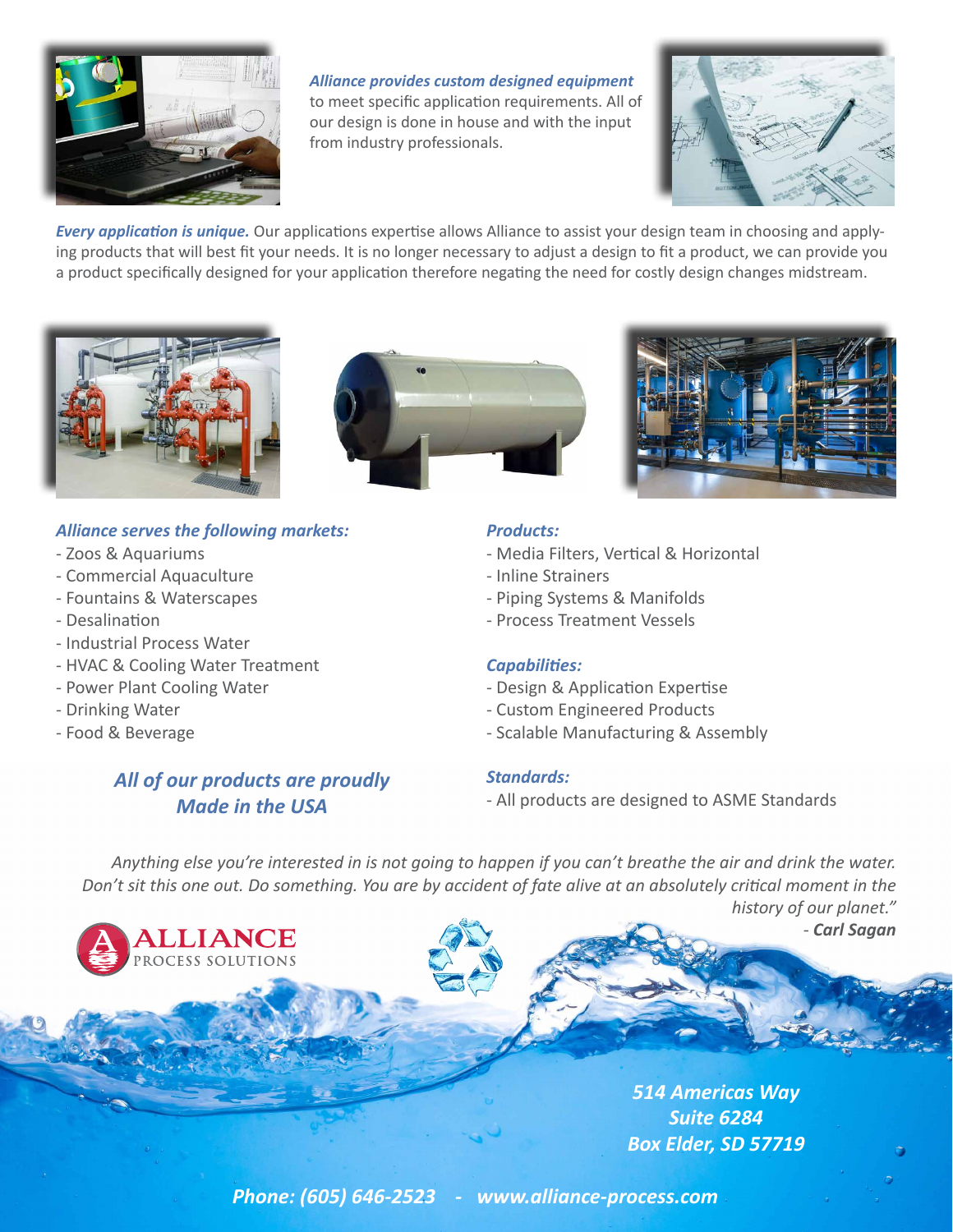***Alliance provides custom designed equipment*** to meet specific application requirements. All of our design is done in house and with the input from industry professionals.

***Every application is unique.*** Our applications expertise allows Alliance to assist your design team in choosing and applying products that will best fit your needs. It is no longer necessary to adjust a design to fit a product, we can provide you a product specifically designed for your application therefore negating the need for costly design changes midstream.

***Alliance serves the following markets:***

- Zoos & Aquariums
- Commercial Aquaculture
- Fountains & Waterscapes
- Desalination
- Industrial Process Water
- HVAC & Cooling Water Treatment
- Power Plant Cooling Water
- Drinking Water
- Food & Beverage

***All of our products are proudly Made in the USA***

***Products:***

- Media Filters, Vertical & Horizontal
- Inline Strainers
- Piping Systems & Manifolds
- Process Treatment Vessels

***Capabilities:***

- Design & Application Expertise
- Custom Engineered Products
- Scalable Manufacturing & Assembly

***Standards:***

- All products are designed to ASME Standards

*Anything else you're interested in is not going to happen if you can't breathe the air and drink the water. Don't sit this one out. Do something. You are by accident of fate alive at an absolutely critical moment in the history of our planet."*

\- ***Carl Sagan***

ALLIANCE
PROCESS SOLUTIONS

***514 Americas Way***
***Suite 6284***
***Box Elder, SD 57719***

***Phone: (605) 646-2523 - www.alliance-process.com***